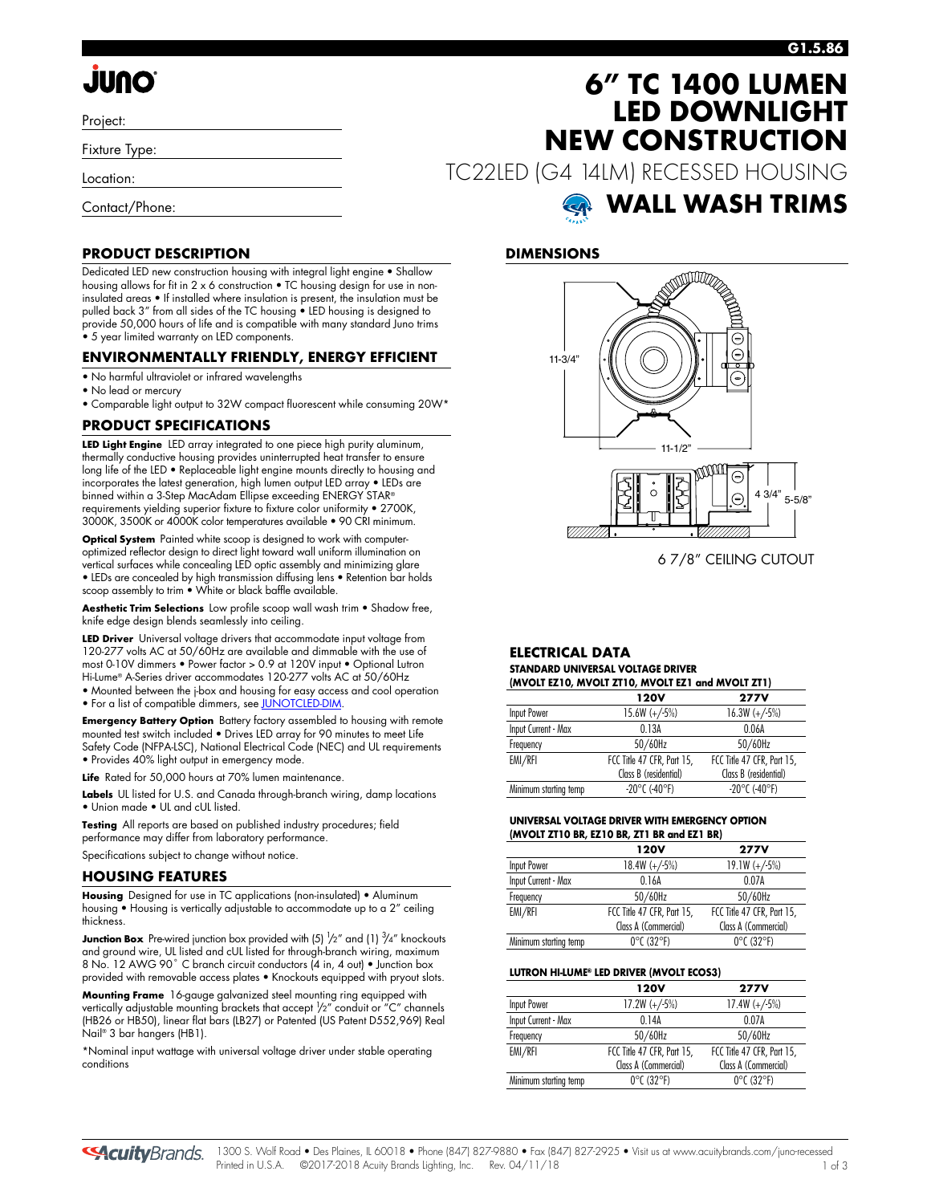# 6" TC 1400 LUMEN LED DOWNLIGHT NEW CONSTRUCTION

TC22LED (G4 14LM) RECESSED HOUSING

## WALL WASH TRIMS

Project:

Fixture Type:

Location:

Contact/Phone:

## PRODUCT DESCRIPTION

Dedicated LED new construction housing with integral light engine • Shallow housing allows for fit in 2 x 6 construction • TC housing design for use in non-insulated areas • If installed where insulation is present, the insulation must be pulled back 3" from all sides of the TC housing • LED housing is designed to provide 50,000 hours of life and is compatible with many standard Juno trims • 5 year limited warranty on LED components.

## ENVIRONMENTALLY FRIENDLY, ENERGY EFFICIENT

- No harmful ultraviolet or infrared wavelengths
- No lead or mercury
- Comparable light output to 32W compact fluorescent while consuming 20W*

## PRODUCT SPECIFICATIONS

**LED Light Engine** LED array integrated to one piece high purity aluminum, thermally conductive housing provides uninterrupted heat transfer to ensure long life of the LED • Replaceable light engine mounts directly to housing and incorporates the latest generation, high lumen output LED array • LEDs are binned within a 3-Step MacAdam Ellipse exceeding ENERGY STAR® requirements yielding superior fixture to fixture color uniformity • 2700K, 3000K, 3500K or 4000K color temperatures available • 90 CRI minimum.

**Optical System** Painted white scoop is designed to work with computer-optimized reflector design to direct light toward wall uniform illumination on vertical surfaces while concealing LED optic assembly and minimizing glare • LEDs are concealed by high transmission diffusing lens • Retention bar holds scoop assembly to trim • White or black baffle available.

**Aesthetic Trim Selections** Low profile scoop wall wash trim • Shadow free, knife edge design blends seamlessly into ceiling.

**LED Driver** Universal voltage drivers that accommodate input voltage from 120-277 volts AC at 50/60Hz are available and dimmable with the use of most 0-10V dimmers • Power factor > 0.9 at 120V input • Optional Lutron Hi-Lume® A-Series driver accommodates 120-277 volts AC at 50/60Hz
- Mounted between the j-box and housing for easy access and cool operation
- For a list of compatible dimmers, see JUNOTCLED-DIM.

**Emergency Battery Option** Battery factory assembled to housing with remote mounted test switch included • Drives LED array for 90 minutes to meet Life Safety Code (NFPA-LSC), National Electrical Code (NEC) and UL requirements • Provides 40% light output in emergency mode.

**Life** Rated for 50,000 hours at 70% lumen maintenance.

**Labels** UL listed for U.S. and Canada through-branch wiring, damp locations • Union made • UL and cUL listed.

**Testing** All reports are based on published industry procedures; field performance may differ from laboratory performance.

Specifications subject to change without notice.

## HOUSING FEATURES

**Housing** Designed for use in TC applications (non-insulated) • Aluminum housing • Housing is vertically adjustable to accommodate up to a 2" ceiling thickness.

**Junction Box** Pre-wired junction box provided with (5) 1/2" and (1) 3/4" knockouts and ground wire, UL listed and cUL listed for through-branch wiring, maximum 8 No. 12 AWG 90° C branch circuit conductors (4 in, 4 out) • Junction box provided with removable access plates • Knockouts equipped with pryout slots.

**Mounting Frame** 16-gauge galvanized steel mounting ring equipped with vertically adjustable mounting brackets that accept 1/2" conduit or "C" channels (HB26 or HB50), linear flat bars (LB27) or Patented (US Patent D552,969) Real Nail® 3 bar hangers (HB1).

*Nominal input wattage with universal voltage driver under stable operating conditions

## DIMENSIONS

11-3/4"

11-1/2"

4 3/4"

5-5/8"

6 7/8" CEILING CUTOUT

## ELECTRICAL DATA

**STANDARD UNIVERSAL VOLTAGE DRIVER (MVOLT EZ10, MVOLT ZT10, MVOLT EZ1 and MVOLT ZT1)**

| | 120V | 277V |
|---|---|---|
| Input Power | 15.6W (+/-5%) | 16.3W (+/-5%) |
| Input Current - Max | 0.13A | 0.06A |
| Frequency | 50/60Hz | 50/60Hz |
| EMI/RFI | FCC Title 47 CFR, Part 15, Class B (residential) | FCC Title 47 CFR, Part 15, Class B (residential) |
| Minimum starting temp | -20°C (-40°F) | -20°C (-40°F) |

**UNIVERSAL VOLTAGE DRIVER WITH EMERGENCY OPTION (MVOLT ZT10 BR, EZ10 BR, ZT1 BR and EZ1 BR)**

| | 120V | 277V |
|---|---|---|
| Input Power | 18.4W (+/-5%) | 19.1W (+/-5%) |
| Input Current - Max | 0.16A | 0.07A |
| Frequency | 50/60Hz | 50/60Hz |
| EMI/RFI | FCC Title 47 CFR, Part 15, Class A (Commercial) | FCC Title 47 CFR, Part 15, Class A (Commercial) |
| Minimum starting temp | 0°C (32°F) | 0°C (32°F) |

**LUTRON HI-LUME® LED DRIVER (MVOLT ECOS3)**

| | 120V | 277V |
|---|---|---|
| Input Power | 17.2W (+/-5%) | 17.4W (+/-5%) |
| Input Current - Max | 0.14A | 0.07A |
| Frequency | 50/60Hz | 50/60Hz |
| EMI/RFI | FCC Title 47 CFR, Part 15, Class A (Commercial) | FCC Title 47 CFR, Part 15, Class A (Commercial) |
| Minimum starting temp | 0°C (32°F) | 0°C (32°F) |

1300 S. Wolf Road • Des Plaines, IL 60018 • Phone (847) 827-9880 • Fax (847) 827-2925 • Visit us at www.acuitybrands.com/juno-recessed
Printed in U.S.A. ©2017-2018 Acuity Brands Lighting, Inc. Rev. 04/11/18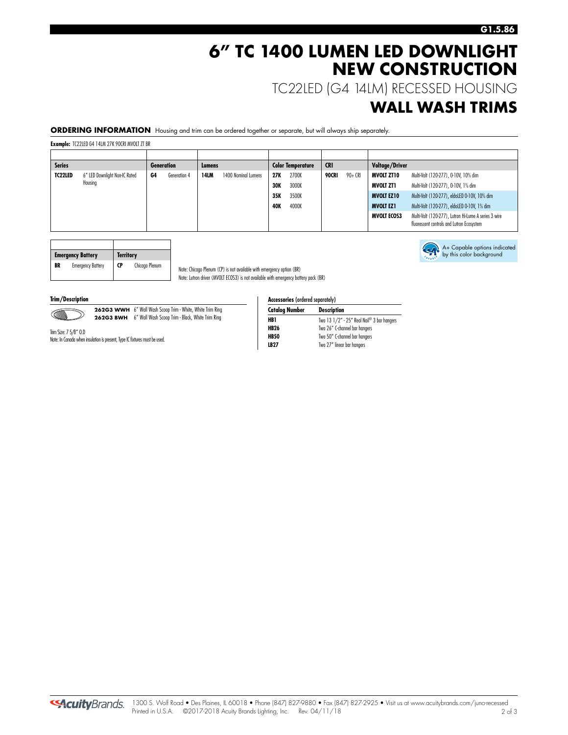# 6" TC 1400 LUMEN LED DOWNLIGHT NEW CONSTRUCTION

## TC22LED (G4 14LM) RECESSED HOUSING

## WALL WASH TRIMS

**ORDERING INFORMATION** Housing and trim can be ordered together or separate, but will always ship separately.

**Example:** TC22LED G4 14LM 27K 90CRI MVOLT ZT BR

| Series | | Generation | | Lumens | | Color Temperature | | CRI | | Voltage/Driver | |
|---|---|---|---|---|---|---|---|---|---|---|---|
| **TC22LED** | 6" LED Downlight Non-IC Rated Housing | **G4** | Generation 4 | **14LM** | 1400 Nominal Lumens | **27K** | 2700K | **90CRI** | 90+ CRI | **MVOLT ZT10** | Multi-Volt (120-277), 0-10V, 10% dim |
| | | | | | | **30K** | 3000K | | | **MVOLT ZT1** | Multi-Volt (120-277), 0-10V, 1% dim |
| | | | | | | **35K** | 3500K | | | **MVOLT EZ10** | Multi-Volt (120-277), eldoLED 0-10V, 10% dim |
| | | | | | | **40K** | 4000K | | | **MVOLT EZ1** | Multi-Volt (120-277), eldoLED 0-10V, 1% dim |
| | | | | | | | | | | **MVOLT ECOS3** | Multi-Volt (120-277), Lutron Hi-Lume A series 3 wire fluorescent controls and Lutron Ecosystem |

| Emergency Battery | | Territory | |
|---|---|---|---|
| **BR** | Emergency Battery | **CP** | Chicago Plenum |

Note: Chicago Plenum (CP) is not available with emergency option (BR)
Note: Lutron driver (MVOLT ECOS3) is not available with emergency battery pack (BR)

A+ Capable options indicated by this color background

**Trim/Description**

**262G3 WWH** 6" Wall Wash Scoop Trim - White, White Trim Ring
**262G3 BWH** 6" Wall Wash Scoop Trim - Black, White Trim Ring

Trim Size: 7 5/8" O.D
Note: In Canada when insulation is present, Type IC fixtures must be used.

**Accessories** (ordered separately)

| Catalog Number | Description |
|---|---|
| **HB1** | Two 13 1/2" - 25" Real Nail® 3 bar hangers |
| **HB26** | Two 26" C-channel bar hangers |
| **HB50** | Two 50" C-channel bar hangers |
| **LB27** | Two 27" linear bar hangers |

AcuityBrands. 1300 S. Wolf Road • Des Plaines, IL 60018 • Phone (847) 827-9880 • Fax (847) 827-2925 • Visit us at www.acuitybrands.com/juno-recessed
Printed in U.S.A. ©2017-2018 Acuity Brands Lighting, Inc. Rev. 04/11/18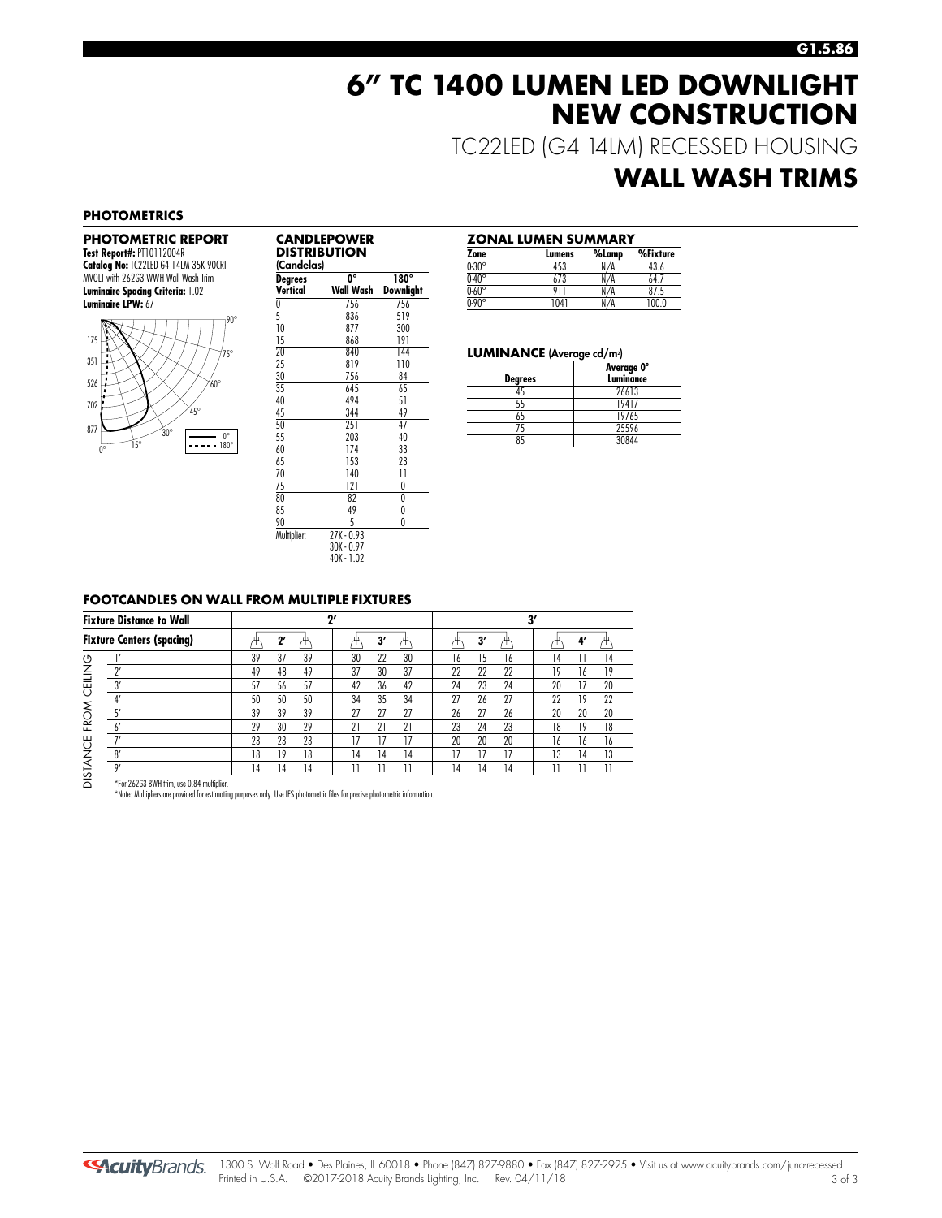# 6" TC 1400 LUMEN LED DOWNLIGHT NEW CONSTRUCTION

TC22LED (G4 14LM) RECESSED HOUSING

## WALL WASH TRIMS

### PHOTOMETRICS

#### PHOTOMETRIC REPORT

**Test Report#:** PT10112004R
**Catalog No:** TC22LED G4 14LM 35K 90CRI MVOLT with 262G3 WWH Wall Wash Trim
**Luminaire Spacing Criteria:** 1.02
**Luminaire LPW:** 67

175
351
526
702
877
0°
15°
30°
45°
60°
75°
90°
0°
180°

#### CANDLEPOWER DISTRIBUTION (Candelas)

| Degrees Vertical | 0° Wall Wash | 180° Downlight |
|---|---|---|
| 0 | 756 | 756 |
| 5 | 836 | 519 |
| 10 | 877 | 300 |
| 15 | 868 | 191 |
| 20 | 840 | 144 |
| 25 | 819 | 110 |
| 30 | 756 | 84 |
| 35 | 645 | 65 |
| 40 | 494 | 51 |
| 45 | 344 | 49 |
| 50 | 251 | 47 |
| 55 | 203 | 40 |
| 60 | 174 | 33 |
| 65 | 153 | 23 |
| 70 | 140 | 11 |
| 75 | 121 | 0 |
| 80 | 82 | 0 |
| 85 | 49 | 0 |
| 90 | 5 | 0 |
| Multiplier: | 27K - 0.93<br>30K - 0.97<br>40K - 1.02 | |

#### ZONAL LUMEN SUMMARY

| Zone | Lumens | %Lamp | %Fixture |
|---|---|---|---|
| 0-30° | 453 | N/A | 43.6 |
| 0-40° | 673 | N/A | 64.7 |
| 0-60° | 911 | N/A | 87.5 |
| 0-90° | 1041 | N/A | 100.0 |

#### LUMINANCE (Average cd/m²)

| Degrees | Average 0° Luminance |
|---|---|
| 45 | 26613 |
| 55 | 19417 |
| 65 | 19765 |
| 75 | 25596 |
| 85 | 30844 |

#### FOOTCANDLES ON WALL FROM MULTIPLE FIXTURES

| Fixture Distance to Wall | 2' | | | | | | 3' | | | | | |
|---|---|---|---|---|---|---|---|---|---|---|---|---|
| Fixture Centers (spacing) | | 2' | | | 3' | | | 3' | | | 4' | |
| DISTANCE FROM CEILING 1' | 39 | 37 | 39 | 30 | 22 | 30 | 16 | 15 | 16 | 14 | 11 | 14 |
| 2' | 49 | 48 | 49 | 37 | 30 | 37 | 22 | 22 | 22 | 19 | 16 | 19 |
| 3' | 57 | 56 | 57 | 42 | 36 | 42 | 24 | 23 | 24 | 20 | 17 | 20 |
| 4' | 50 | 50 | 50 | 34 | 35 | 34 | 27 | 26 | 27 | 22 | 19 | 22 |
| 5' | 39 | 39 | 39 | 27 | 27 | 27 | 26 | 27 | 26 | 20 | 20 | 20 |
| 6' | 29 | 30 | 29 | 21 | 21 | 21 | 23 | 24 | 23 | 18 | 19 | 18 |
| 7' | 23 | 23 | 23 | 17 | 17 | 17 | 20 | 20 | 20 | 16 | 16 | 16 |
| 8' | 18 | 19 | 18 | 14 | 14 | 14 | 17 | 17 | 17 | 13 | 14 | 13 |
| 9' | 14 | 14 | 14 | 11 | 11 | 11 | 14 | 14 | 14 | 11 | 11 | 11 |

*For 262G3 BWH trim, use 0.84 multiplier.
*Note: Multipliers are provided for estimating purposes only. Use IES photometric files for precise photometric information.

AcuityBrands. 1300 S. Wolf Road • Des Plaines, IL 60018 • Phone (847) 827-9880 • Fax (847) 827-2925 • Visit us at www.acuitybrands.com/juno-recessed
Printed in U.S.A. ©2017-2018 Acuity Brands Lighting, Inc. Rev. 04/11/18